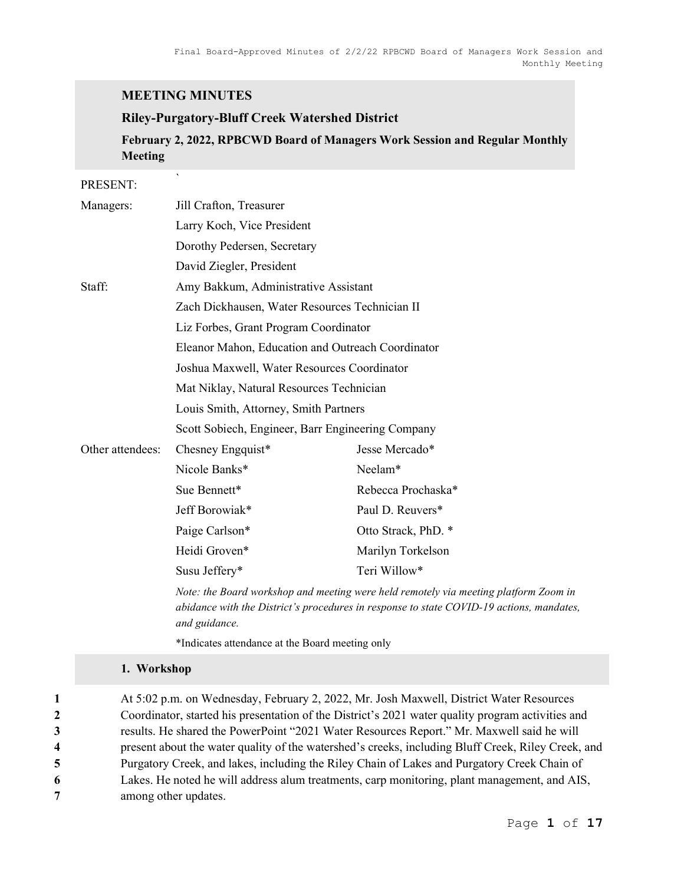# MEETING MINUTES

## Riley-Purgatory-Bluff Creek Watershed District

### February 2, 2022, RPBCWD Board of Managers Work Session and Regular Monthly Meeting

PRESENT:

| | | |
|---|---|---|
| Managers: | Jill Crafton, Treasurer | |
| | Larry Koch, Vice President | |
| | Dorothy Pedersen, Secretary | |
| | David Ziegler, President | |
| Staff: | Amy Bakkum, Administrative Assistant | |
| | Zach Dickhausen, Water Resources Technician II | |
| | Liz Forbes, Grant Program Coordinator | |
| | Eleanor Mahon, Education and Outreach Coordinator | |
| | Joshua Maxwell, Water Resources Coordinator | |
| | Mat Niklay, Natural Resources Technician | |
| | Louis Smith, Attorney, Smith Partners | |
| | Scott Sobiech, Engineer, Barr Engineering Company | |
| Other attendees: | Chesney Engquist* | Jesse Mercado* |
| | Nicole Banks* | Neelam* |
| | Sue Bennett* | Rebecca Prochaska* |
| | Jeff Borowiak* | Paul D. Reuvers* |
| | Paige Carlson* | Otto Strack, PhD. * |
| | Heidi Groven* | Marilyn Torkelson |
| | Susu Jeffery* | Teri Willow* |

*Note: the Board workshop and meeting were held remotely via meeting platform Zoom in abidance with the District's procedures in response to state COVID-19 actions, mandates, and guidance.*

*Indicates attendance at the Board meeting only

### 1. Workshop

1 At 5:02 p.m. on Wednesday, February 2, 2022, Mr. Josh Maxwell, District Water Resources
2 Coordinator, started his presentation of the District's 2021 water quality program activities and
3 results. He shared the PowerPoint "2021 Water Resources Report." Mr. Maxwell said he will
4 present about the water quality of the watershed's creeks, including Bluff Creek, Riley Creek, and
5 Purgatory Creek, and lakes, including the Riley Chain of Lakes and Purgatory Creek Chain of
6 Lakes. He noted he will address alum treatments, carp monitoring, plant management, and AIS,
7 among other updates.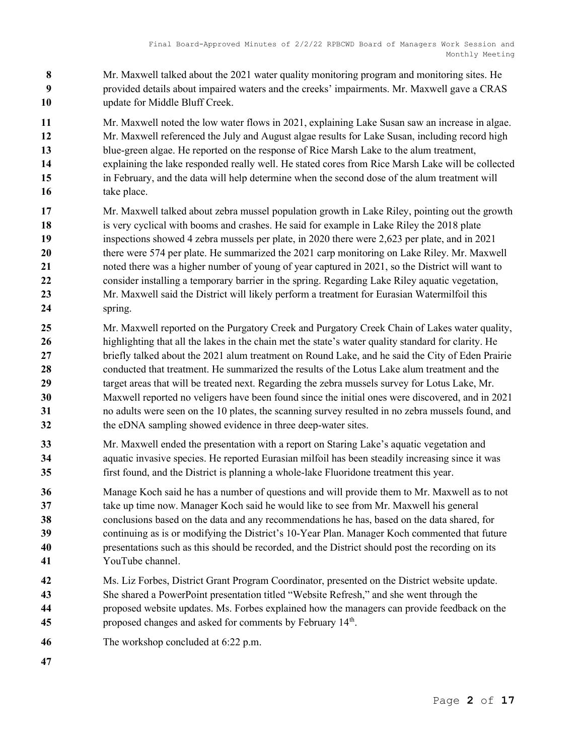Mr. Maxwell talked about the 2021 water quality monitoring program and monitoring sites. He provided details about impaired waters and the creeks' impairments. Mr. Maxwell gave a CRAS update for Middle Bluff Creek.

Mr. Maxwell noted the low water flows in 2021, explaining Lake Susan saw an increase in algae. Mr. Maxwell referenced the July and August algae results for Lake Susan, including record high blue-green algae. He reported on the response of Rice Marsh Lake to the alum treatment, explaining the lake responded really well. He stated cores from Rice Marsh Lake will be collected in February, and the data will help determine when the second dose of the alum treatment will take place.

Mr. Maxwell talked about zebra mussel population growth in Lake Riley, pointing out the growth is very cyclical with booms and crashes. He said for example in Lake Riley the 2018 plate inspections showed 4 zebra mussels per plate, in 2020 there were 2,623 per plate, and in 2021 there were 574 per plate. He summarized the 2021 carp monitoring on Lake Riley. Mr. Maxwell noted there was a higher number of young of year captured in 2021, so the District will want to consider installing a temporary barrier in the spring. Regarding Lake Riley aquatic vegetation, Mr. Maxwell said the District will likely perform a treatment for Eurasian Watermilfoil this spring.

Mr. Maxwell reported on the Purgatory Creek and Purgatory Creek Chain of Lakes water quality, highlighting that all the lakes in the chain met the state's water quality standard for clarity. He briefly talked about the 2021 alum treatment on Round Lake, and he said the City of Eden Prairie conducted that treatment. He summarized the results of the Lotus Lake alum treatment and the target areas that will be treated next. Regarding the zebra mussels survey for Lotus Lake, Mr. Maxwell reported no veligers have been found since the initial ones were discovered, and in 2021 no adults were seen on the 10 plates, the scanning survey resulted in no zebra mussels found, and the eDNA sampling showed evidence in three deep-water sites.

Mr. Maxwell ended the presentation with a report on Staring Lake's aquatic vegetation and aquatic invasive species. He reported Eurasian milfoil has been steadily increasing since it was first found, and the District is planning a whole-lake Fluoridone treatment this year.

Manage Koch said he has a number of questions and will provide them to Mr. Maxwell as to not take up time now. Manager Koch said he would like to see from Mr. Maxwell his general conclusions based on the data and any recommendations he has, based on the data shared, for continuing as is or modifying the District's 10-Year Plan. Manager Koch commented that future presentations such as this should be recorded, and the District should post the recording on its YouTube channel.

Ms. Liz Forbes, District Grant Program Coordinator, presented on the District website update. She shared a PowerPoint presentation titled "Website Refresh," and she went through the proposed website updates. Ms. Forbes explained how the managers can provide feedback on the proposed changes and asked for comments by February 14th.

The workshop concluded at 6:22 p.m.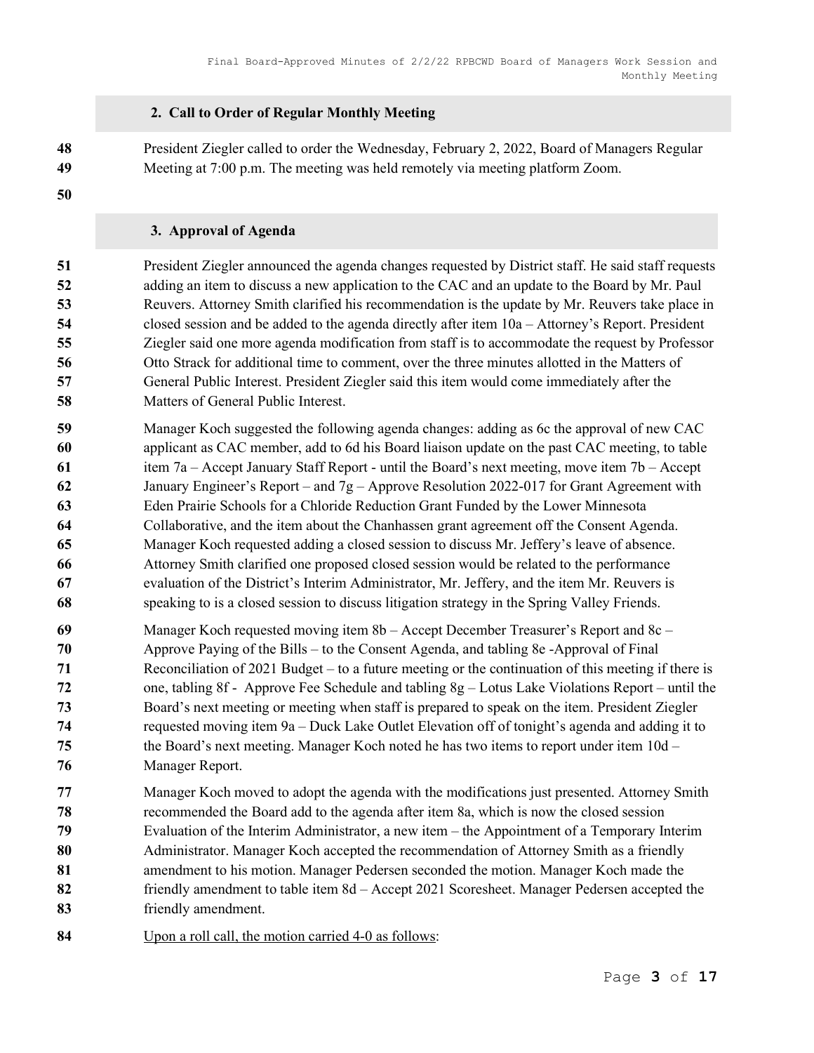## 2. Call to Order of Regular Monthly Meeting

President Ziegler called to order the Wednesday, February 2, 2022, Board of Managers Regular Meeting at 7:00 p.m. The meeting was held remotely via meeting platform Zoom.

## 3. Approval of Agenda

President Ziegler announced the agenda changes requested by District staff. He said staff requests adding an item to discuss a new application to the CAC and an update to the Board by Mr. Paul Reuvers. Attorney Smith clarified his recommendation is the update by Mr. Reuvers take place in closed session and be added to the agenda directly after item 10a – Attorney's Report. President Ziegler said one more agenda modification from staff is to accommodate the request by Professor Otto Strack for additional time to comment, over the three minutes allotted in the Matters of General Public Interest. President Ziegler said this item would come immediately after the Matters of General Public Interest.

Manager Koch suggested the following agenda changes: adding as 6c the approval of new CAC applicant as CAC member, add to 6d his Board liaison update on the past CAC meeting, to table item 7a – Accept January Staff Report - until the Board's next meeting, move item 7b – Accept January Engineer's Report – and 7g – Approve Resolution 2022-017 for Grant Agreement with Eden Prairie Schools for a Chloride Reduction Grant Funded by the Lower Minnesota Collaborative, and the item about the Chanhassen grant agreement off the Consent Agenda. Manager Koch requested adding a closed session to discuss Mr. Jeffery's leave of absence. Attorney Smith clarified one proposed closed session would be related to the performance evaluation of the District's Interim Administrator, Mr. Jeffery, and the item Mr. Reuvers is speaking to is a closed session to discuss litigation strategy in the Spring Valley Friends.

Manager Koch requested moving item 8b – Accept December Treasurer's Report and 8c – Approve Paying of the Bills – to the Consent Agenda, and tabling 8e -Approval of Final Reconciliation of 2021 Budget – to a future meeting or the continuation of this meeting if there is one, tabling 8f - Approve Fee Schedule and tabling 8g – Lotus Lake Violations Report – until the Board's next meeting or meeting when staff is prepared to speak on the item. President Ziegler requested moving item 9a – Duck Lake Outlet Elevation off of tonight's agenda and adding it to the Board's next meeting. Manager Koch noted he has two items to report under item 10d – Manager Report.

Manager Koch moved to adopt the agenda with the modifications just presented. Attorney Smith recommended the Board add to the agenda after item 8a, which is now the closed session Evaluation of the Interim Administrator, a new item – the Appointment of a Temporary Interim Administrator. Manager Koch accepted the recommendation of Attorney Smith as a friendly amendment to his motion. Manager Pedersen seconded the motion. Manager Koch made the friendly amendment to table item 8d – Accept 2021 Scoresheet. Manager Pedersen accepted the friendly amendment.

<u>Upon a roll call, the motion carried 4-0 as follows</u>: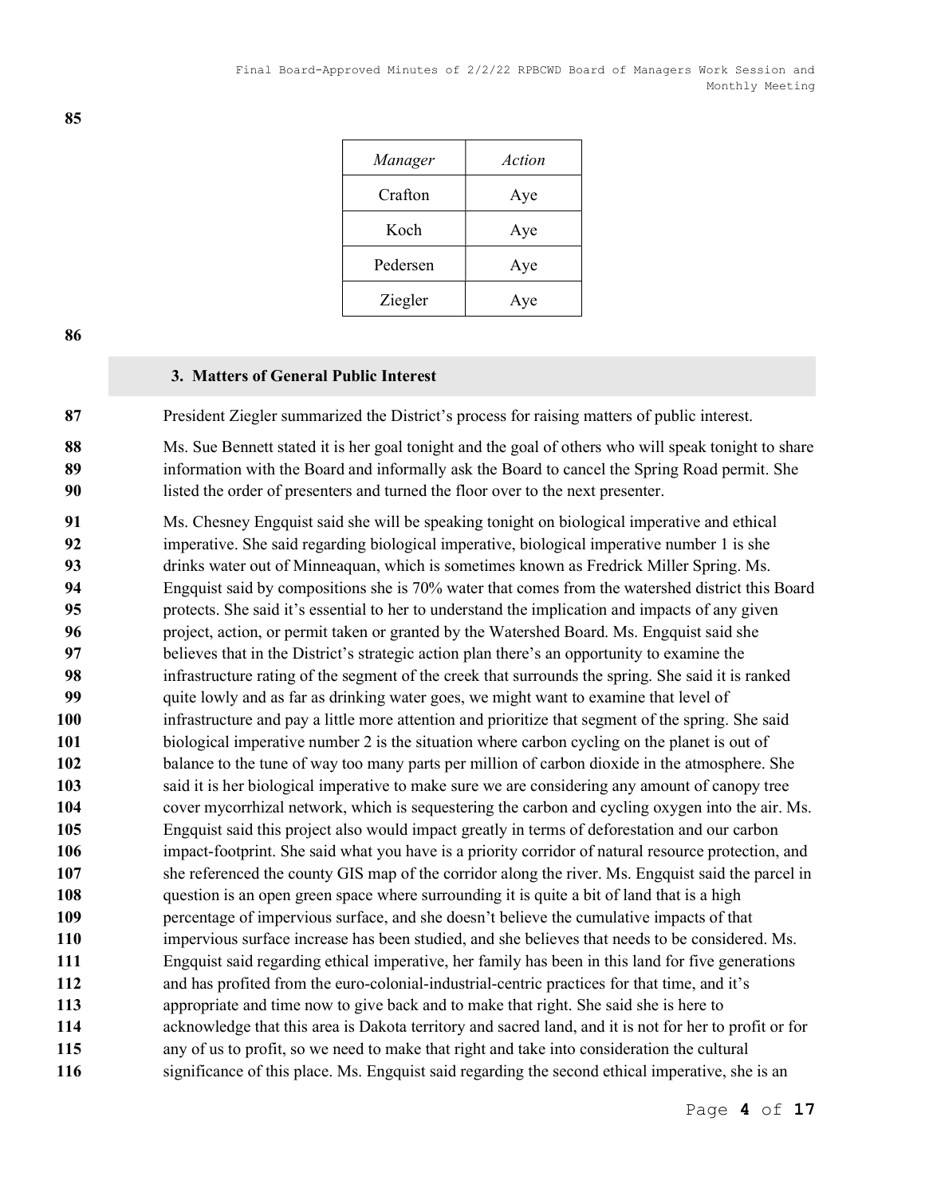| *Manager* | *Action* |
|---|---|
| Crafton | Aye |
| Koch | Aye |
| Pedersen | Aye |
| Ziegler | Aye |

## 3. Matters of General Public Interest

President Ziegler summarized the District's process for raising matters of public interest.

Ms. Sue Bennett stated it is her goal tonight and the goal of others who will speak tonight to share information with the Board and informally ask the Board to cancel the Spring Road permit. She listed the order of presenters and turned the floor over to the next presenter.

Ms. Chesney Engquist said she will be speaking tonight on biological imperative and ethical imperative. She said regarding biological imperative, biological imperative number 1 is she drinks water out of Minneaquan, which is sometimes known as Fredrick Miller Spring. Ms. Engquist said by compositions she is 70% water that comes from the watershed district this Board protects. She said it's essential to her to understand the implication and impacts of any given project, action, or permit taken or granted by the Watershed Board. Ms. Engquist said she believes that in the District's strategic action plan there's an opportunity to examine the infrastructure rating of the segment of the creek that surrounds the spring. She said it is ranked quite lowly and as far as drinking water goes, we might want to examine that level of infrastructure and pay a little more attention and prioritize that segment of the spring. She said biological imperative number 2 is the situation where carbon cycling on the planet is out of balance to the tune of way too many parts per million of carbon dioxide in the atmosphere. She said it is her biological imperative to make sure we are considering any amount of canopy tree cover mycorrhizal network, which is sequestering the carbon and cycling oxygen into the air. Ms. Engquist said this project also would impact greatly in terms of deforestation and our carbon impact-footprint. She said what you have is a priority corridor of natural resource protection, and she referenced the county GIS map of the corridor along the river. Ms. Engquist said the parcel in question is an open green space where surrounding it is quite a bit of land that is a high percentage of impervious surface, and she doesn't believe the cumulative impacts of that impervious surface increase has been studied, and she believes that needs to be considered. Ms. Engquist said regarding ethical imperative, her family has been in this land for five generations and has profited from the euro-colonial-industrial-centric practices for that time, and it's appropriate and time now to give back and to make that right. She said she is here to acknowledge that this area is Dakota territory and sacred land, and it is not for her to profit or for any of us to profit, so we need to make that right and take into consideration the cultural significance of this place. Ms. Engquist said regarding the second ethical imperative, she is an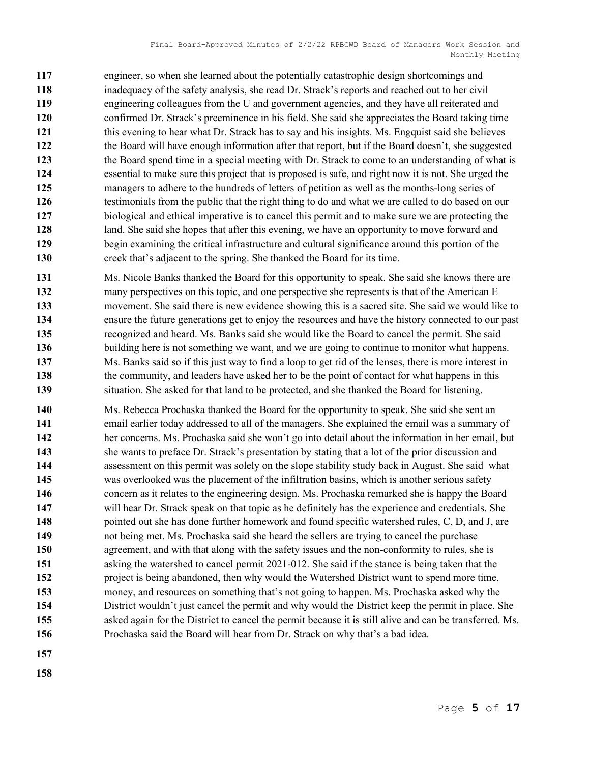engineer, so when she learned about the potentially catastrophic design shortcomings and inadequacy of the safety analysis, she read Dr. Strack's reports and reached out to her civil engineering colleagues from the U and government agencies, and they have all reiterated and confirmed Dr. Strack's preeminence in his field. She said she appreciates the Board taking time this evening to hear what Dr. Strack has to say and his insights. Ms. Engquist said she believes the Board will have enough information after that report, but if the Board doesn't, she suggested the Board spend time in a special meeting with Dr. Strack to come to an understanding of what is essential to make sure this project that is proposed is safe, and right now it is not. She urged the managers to adhere to the hundreds of letters of petition as well as the months-long series of testimonials from the public that the right thing to do and what we are called to do based on our biological and ethical imperative is to cancel this permit and to make sure we are protecting the land. She said she hopes that after this evening, we have an opportunity to move forward and begin examining the critical infrastructure and cultural significance around this portion of the creek that's adjacent to the spring. She thanked the Board for its time.

Ms. Nicole Banks thanked the Board for this opportunity to speak. She said she knows there are many perspectives on this topic, and one perspective she represents is that of the American E movement. She said there is new evidence showing this is a sacred site. She said we would like to ensure the future generations get to enjoy the resources and have the history connected to our past recognized and heard. Ms. Banks said she would like the Board to cancel the permit. She said building here is not something we want, and we are going to continue to monitor what happens. Ms. Banks said so if this just way to find a loop to get rid of the lenses, there is more interest in the community, and leaders have asked her to be the point of contact for what happens in this situation. She asked for that land to be protected, and she thanked the Board for listening.

Ms. Rebecca Prochaska thanked the Board for the opportunity to speak. She said she sent an email earlier today addressed to all of the managers. She explained the email was a summary of her concerns. Ms. Prochaska said she won't go into detail about the information in her email, but she wants to preface Dr. Strack's presentation by stating that a lot of the prior discussion and assessment on this permit was solely on the slope stability study back in August. She said what was overlooked was the placement of the infiltration basins, which is another serious safety concern as it relates to the engineering design. Ms. Prochaska remarked she is happy the Board will hear Dr. Strack speak on that topic as he definitely has the experience and credentials. She pointed out she has done further homework and found specific watershed rules, C, D, and J, are not being met. Ms. Prochaska said she heard the sellers are trying to cancel the purchase agreement, and with that along with the safety issues and the non-conformity to rules, she is asking the watershed to cancel permit 2021-012. She said if the stance is being taken that the project is being abandoned, then why would the Watershed District want to spend more time, money, and resources on something that's not going to happen. Ms. Prochaska asked why the District wouldn't just cancel the permit and why would the District keep the permit in place. She asked again for the District to cancel the permit because it is still alive and can be transferred. Ms. Prochaska said the Board will hear from Dr. Strack on why that's a bad idea.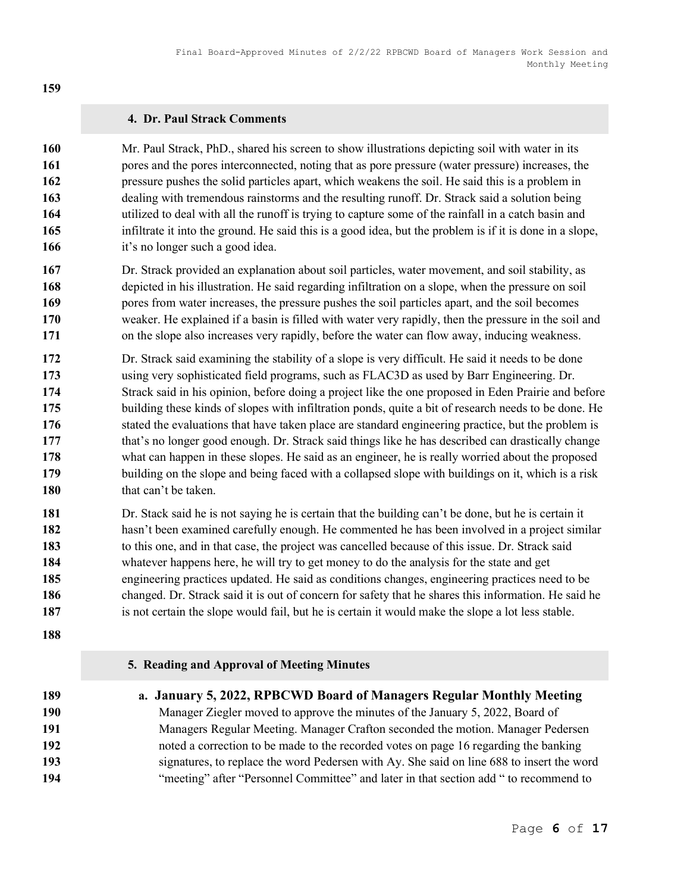## 4. Dr. Paul Strack Comments

Mr. Paul Strack, PhD., shared his screen to show illustrations depicting soil with water in its pores and the pores interconnected, noting that as pore pressure (water pressure) increases, the pressure pushes the solid particles apart, which weakens the soil. He said this is a problem in dealing with tremendous rainstorms and the resulting runoff. Dr. Strack said a solution being utilized to deal with all the runoff is trying to capture some of the rainfall in a catch basin and infiltrate it into the ground. He said this is a good idea, but the problem is if it is done in a slope, it's no longer such a good idea.

Dr. Strack provided an explanation about soil particles, water movement, and soil stability, as depicted in his illustration. He said regarding infiltration on a slope, when the pressure on soil pores from water increases, the pressure pushes the soil particles apart, and the soil becomes weaker. He explained if a basin is filled with water very rapidly, then the pressure in the soil and on the slope also increases very rapidly, before the water can flow away, inducing weakness.

Dr. Strack said examining the stability of a slope is very difficult. He said it needs to be done using very sophisticated field programs, such as FLAC3D as used by Barr Engineering. Dr. Strack said in his opinion, before doing a project like the one proposed in Eden Prairie and before building these kinds of slopes with infiltration ponds, quite a bit of research needs to be done. He stated the evaluations that have taken place are standard engineering practice, but the problem is that's no longer good enough. Dr. Strack said things like he has described can drastically change what can happen in these slopes. He said as an engineer, he is really worried about the proposed building on the slope and being faced with a collapsed slope with buildings on it, which is a risk that can't be taken.

Dr. Stack said he is not saying he is certain that the building can't be done, but he is certain it hasn't been examined carefully enough. He commented he has been involved in a project similar to this one, and in that case, the project was cancelled because of this issue. Dr. Strack said whatever happens here, he will try to get money to do the analysis for the state and get engineering practices updated. He said as conditions changes, engineering practices need to be changed. Dr. Strack said it is out of concern for safety that he shares this information. He said he is not certain the slope would fail, but he is certain it would make the slope a lot less stable.

## 5. Reading and Approval of Meeting Minutes

### a. January 5, 2022, RPBCWD Board of Managers Regular Monthly Meeting

Manager Ziegler moved to approve the minutes of the January 5, 2022, Board of Managers Regular Meeting. Manager Crafton seconded the motion. Manager Pedersen noted a correction to be made to the recorded votes on page 16 regarding the banking signatures, to replace the word Pedersen with Ay. She said on line 688 to insert the word "meeting" after "Personnel Committee" and later in that section add " to recommend to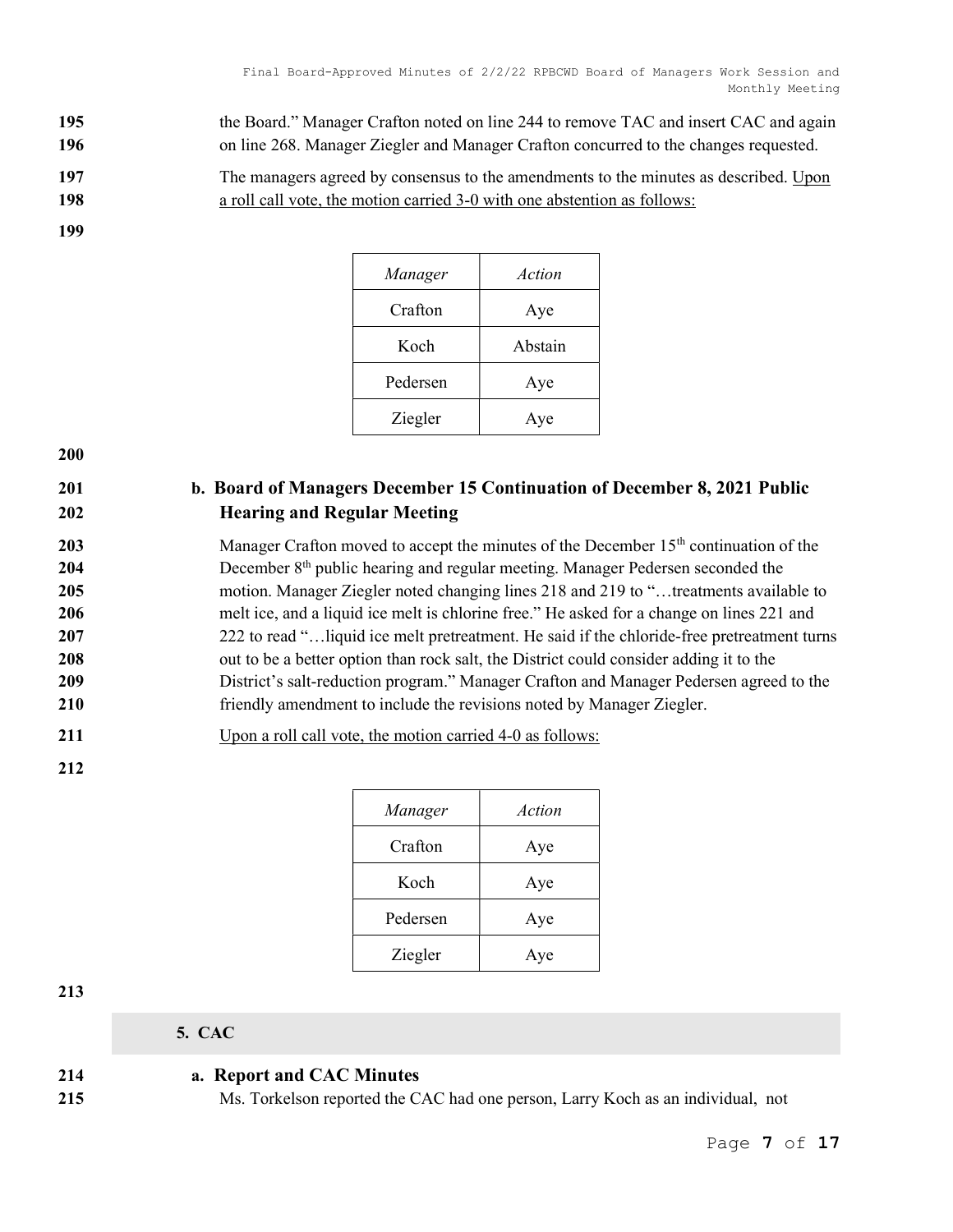the Board." Manager Crafton noted on line 244 to remove TAC and insert CAC and again on line 268. Manager Ziegler and Manager Crafton concurred to the changes requested.

The managers agreed by consensus to the amendments to the minutes as described. Upon a roll call vote, the motion carried 3-0 with one abstention as follows:

| *Manager* | *Action* |
|---|---|
| Crafton | Aye |
| Koch | Abstain |
| Pedersen | Aye |
| Ziegler | Aye |

### b. Board of Managers December 15 Continuation of December 8, 2021 Public Hearing and Regular Meeting

Manager Crafton moved to accept the minutes of the December 15th continuation of the December 8th public hearing and regular meeting. Manager Pedersen seconded the motion. Manager Ziegler noted changing lines 218 and 219 to "…treatments available to melt ice, and a liquid ice melt is chlorine free." He asked for a change on lines 221 and 222 to read "…liquid ice melt pretreatment. He said if the chloride-free pretreatment turns out to be a better option than rock salt, the District could consider adding it to the District's salt-reduction program." Manager Crafton and Manager Pedersen agreed to the friendly amendment to include the revisions noted by Manager Ziegler.

Upon a roll call vote, the motion carried 4-0 as follows:

| *Manager* | *Action* |
|---|---|
| Crafton | Aye |
| Koch | Aye |
| Pedersen | Aye |
| Ziegler | Aye |

## 5. CAC

### a. Report and CAC Minutes

Ms. Torkelson reported the CAC had one person, Larry Koch as an individual, not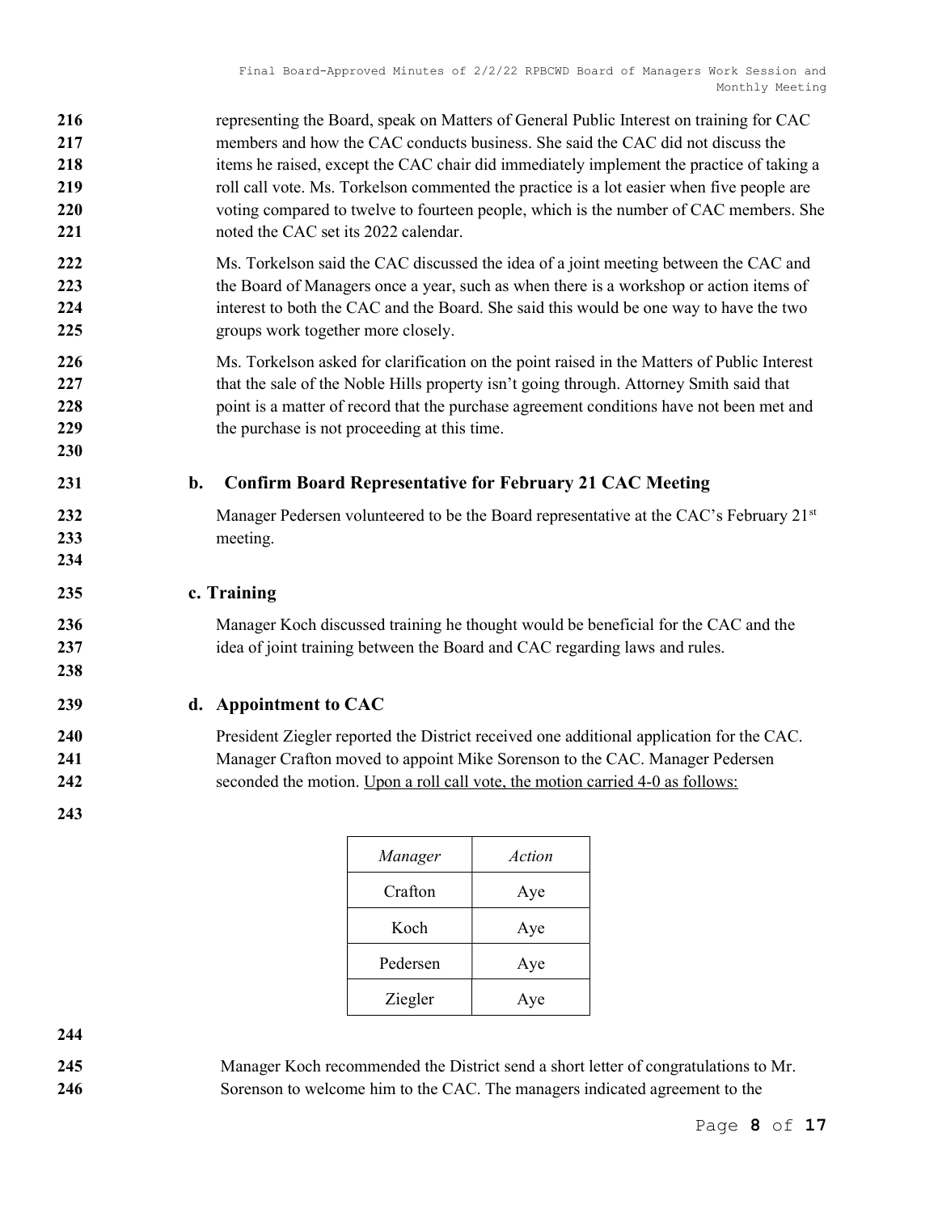representing the Board, speak on Matters of General Public Interest on training for CAC members and how the CAC conducts business. She said the CAC did not discuss the items he raised, except the CAC chair did immediately implement the practice of taking a roll call vote. Ms. Torkelson commented the practice is a lot easier when five people are voting compared to twelve to fourteen people, which is the number of CAC members. She noted the CAC set its 2022 calendar.

Ms. Torkelson said the CAC discussed the idea of a joint meeting between the CAC and the Board of Managers once a year, such as when there is a workshop or action items of interest to both the CAC and the Board. She said this would be one way to have the two groups work together more closely.

Ms. Torkelson asked for clarification on the point raised in the Matters of Public Interest that the sale of the Noble Hills property isn't going through. Attorney Smith said that point is a matter of record that the purchase agreement conditions have not been met and the purchase is not proceeding at this time.

### b. Confirm Board Representative for February 21 CAC Meeting

Manager Pedersen volunteered to be the Board representative at the CAC's February 21st meeting.

### c. Training

Manager Koch discussed training he thought would be beneficial for the CAC and the idea of joint training between the Board and CAC regarding laws and rules.

### d. Appointment to CAC

President Ziegler reported the District received one additional application for the CAC. Manager Crafton moved to appoint Mike Sorenson to the CAC. Manager Pedersen seconded the motion. Upon a roll call vote, the motion carried 4-0 as follows:

| *Manager* | *Action* |
|---|---|
| Crafton | Aye |
| Koch | Aye |
| Pedersen | Aye |
| Ziegler | Aye |

Manager Koch recommended the District send a short letter of congratulations to Mr. Sorenson to welcome him to the CAC. The managers indicated agreement to the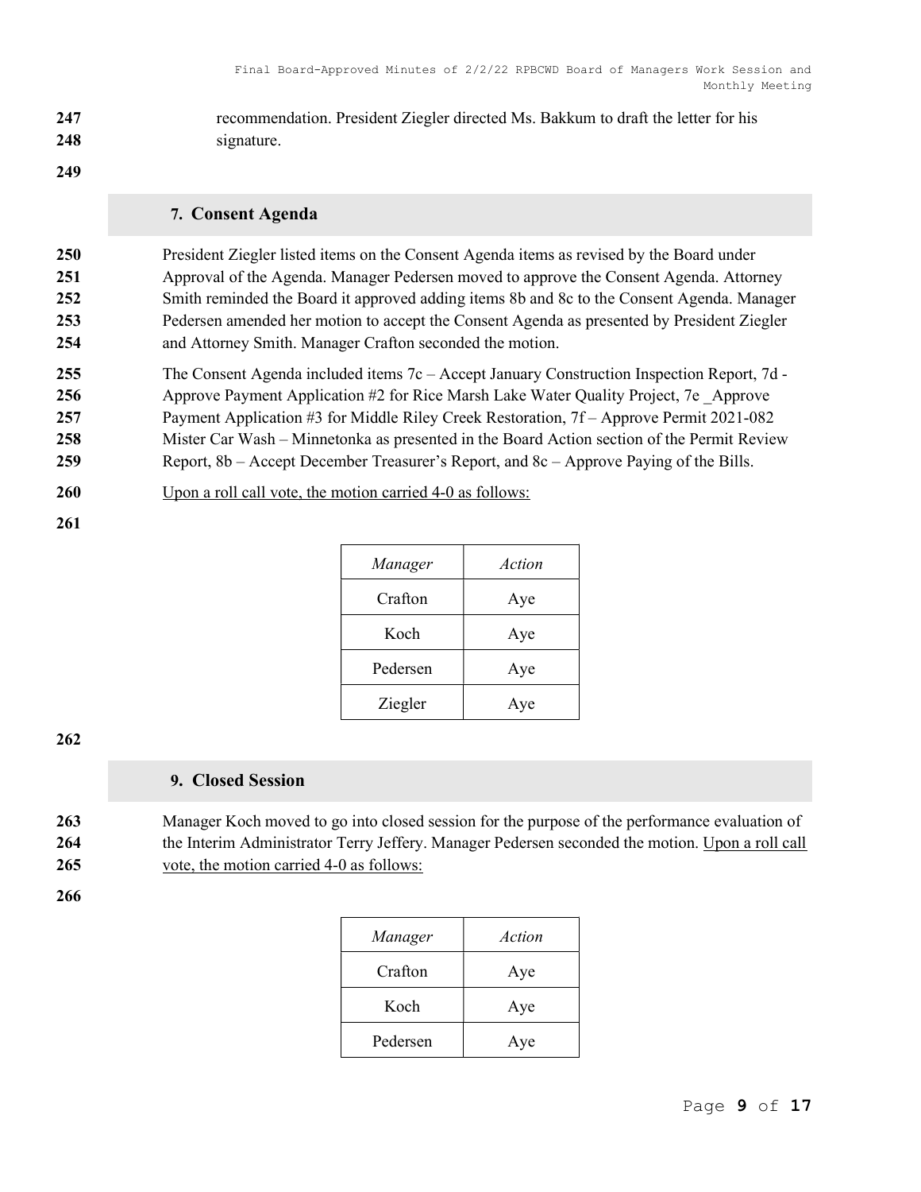recommendation. President Ziegler directed Ms. Bakkum to draft the letter for his signature.

## 7. Consent Agenda

President Ziegler listed items on the Consent Agenda items as revised by the Board under Approval of the Agenda. Manager Pedersen moved to approve the Consent Agenda. Attorney Smith reminded the Board it approved adding items 8b and 8c to the Consent Agenda. Manager Pedersen amended her motion to accept the Consent Agenda as presented by President Ziegler and Attorney Smith. Manager Crafton seconded the motion.

The Consent Agenda included items 7c – Accept January Construction Inspection Report, 7d - Approve Payment Application #2 for Rice Marsh Lake Water Quality Project, 7e _Approve Payment Application #3 for Middle Riley Creek Restoration, 7f – Approve Permit 2021-082 Mister Car Wash – Minnetonka as presented in the Board Action section of the Permit Review Report, 8b – Accept December Treasurer's Report, and 8c – Approve Paying of the Bills.

Upon a roll call vote, the motion carried 4-0 as follows:

| *Manager* | *Action* |
| --- | --- |
| Crafton | Aye |
| Koch | Aye |
| Pedersen | Aye |
| Ziegler | Aye |

## 9. Closed Session

Manager Koch moved to go into closed session for the purpose of the performance evaluation of the Interim Administrator Terry Jeffery. Manager Pedersen seconded the motion. Upon a roll call vote, the motion carried 4-0 as follows:

| *Manager* | *Action* |
| --- | --- |
| Crafton | Aye |
| Koch | Aye |
| Pedersen | Aye |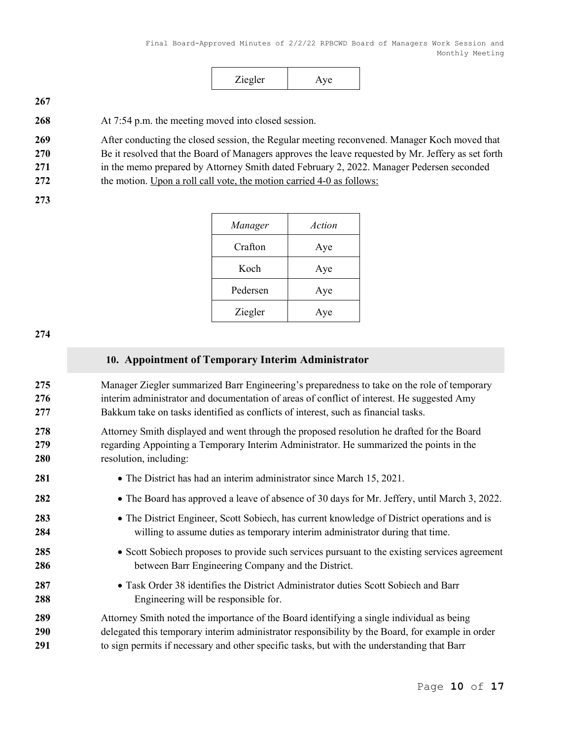| Ziegler | Aye |
|---|---|

At 7:54 p.m. the meeting moved into closed session.

After conducting the closed session, the Regular meeting reconvened. Manager Koch moved that Be it resolved that the Board of Managers approves the leave requested by Mr. Jeffery as set forth in the memo prepared by Attorney Smith dated February 2, 2022. Manager Pedersen seconded the motion. Upon a roll call vote, the motion carried 4-0 as follows:

| *Manager* | *Action* |
|---|---|
| Crafton | Aye |
| Koch | Aye |
| Pedersen | Aye |
| Ziegler | Aye |

## 10. Appointment of Temporary Interim Administrator

Manager Ziegler summarized Barr Engineering's preparedness to take on the role of temporary interim administrator and documentation of areas of conflict of interest. He suggested Amy Bakkum take on tasks identified as conflicts of interest, such as financial tasks.

Attorney Smith displayed and went through the proposed resolution he drafted for the Board regarding Appointing a Temporary Interim Administrator. He summarized the points in the resolution, including:

- The District has had an interim administrator since March 15, 2021.
- The Board has approved a leave of absence of 30 days for Mr. Jeffery, until March 3, 2022.
- The District Engineer, Scott Sobiech, has current knowledge of District operations and is willing to assume duties as temporary interim administrator during that time.
- Scott Sobiech proposes to provide such services pursuant to the existing services agreement between Barr Engineering Company and the District.
- Task Order 38 identifies the District Administrator duties Scott Sobiech and Barr Engineering will be responsible for.

Attorney Smith noted the importance of the Board identifying a single individual as being delegated this temporary interim administrator responsibility by the Board, for example in order to sign permits if necessary and other specific tasks, but with the understanding that Barr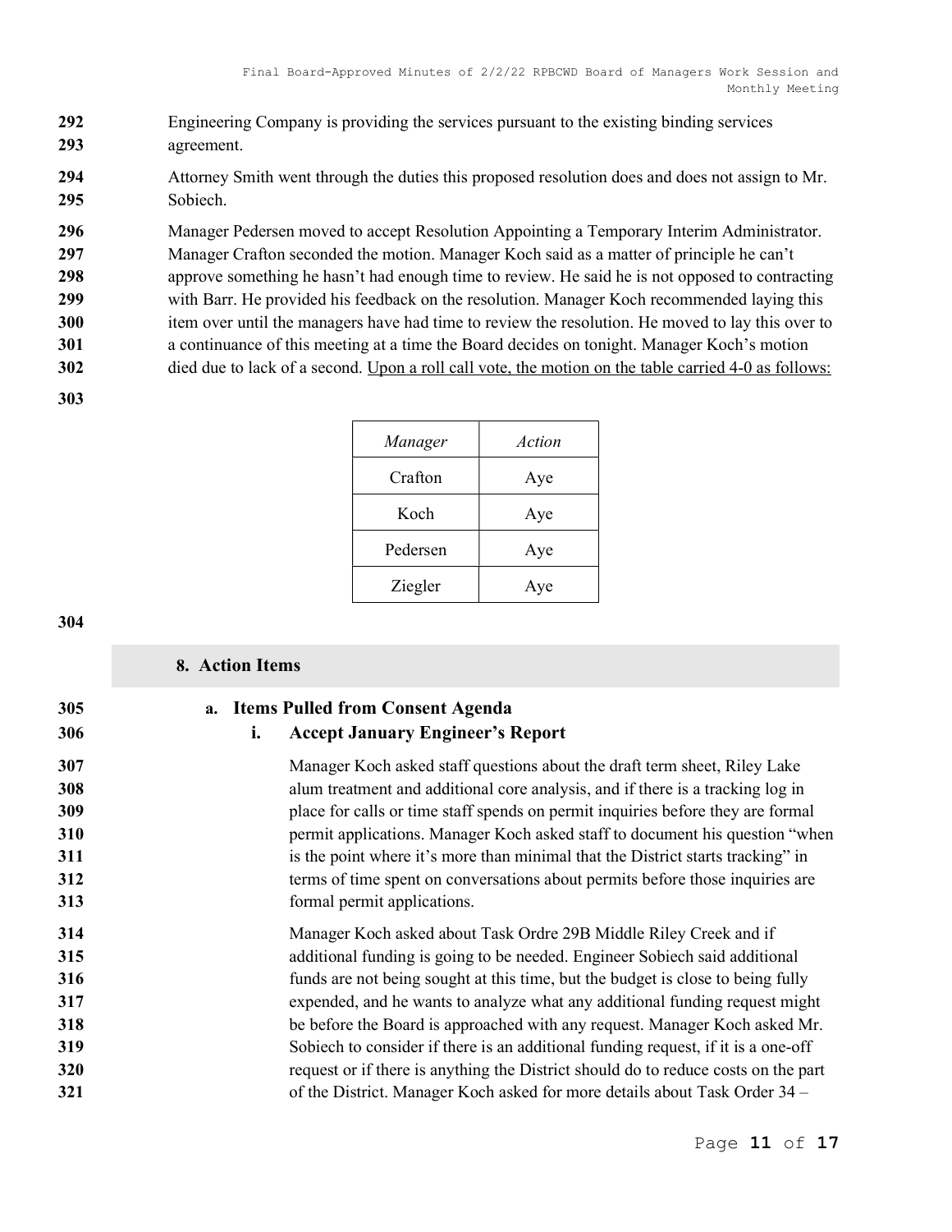Engineering Company is providing the services pursuant to the existing binding services agreement.

Attorney Smith went through the duties this proposed resolution does and does not assign to Mr. Sobiech.

Manager Pedersen moved to accept Resolution Appointing a Temporary Interim Administrator. Manager Crafton seconded the motion. Manager Koch said as a matter of principle he can't approve something he hasn't had enough time to review. He said he is not opposed to contracting with Barr. He provided his feedback on the resolution. Manager Koch recommended laying this item over until the managers have had time to review the resolution. He moved to lay this over to a continuance of this meeting at a time the Board decides on tonight. Manager Koch's motion died due to lack of a second. Upon a roll call vote, the motion on the table carried 4-0 as follows:

| *Manager* | *Action* |
|---|---|
| Crafton | Aye |
| Koch | Aye |
| Pedersen | Aye |
| Ziegler | Aye |

## 8. Action Items

### a. Items Pulled from Consent Agenda

#### i. Accept January Engineer's Report

Manager Koch asked staff questions about the draft term sheet, Riley Lake alum treatment and additional core analysis, and if there is a tracking log in place for calls or time staff spends on permit inquiries before they are formal permit applications. Manager Koch asked staff to document his question "when is the point where it's more than minimal that the District starts tracking" in terms of time spent on conversations about permits before those inquiries are formal permit applications.

Manager Koch asked about Task Ordre 29B Middle Riley Creek and if additional funding is going to be needed. Engineer Sobiech said additional funds are not being sought at this time, but the budget is close to being fully expended, and he wants to analyze what any additional funding request might be before the Board is approached with any request. Manager Koch asked Mr. Sobiech to consider if there is an additional funding request, if it is a one-off request or if there is anything the District should do to reduce costs on the part of the District. Manager Koch asked for more details about Task Order 34 –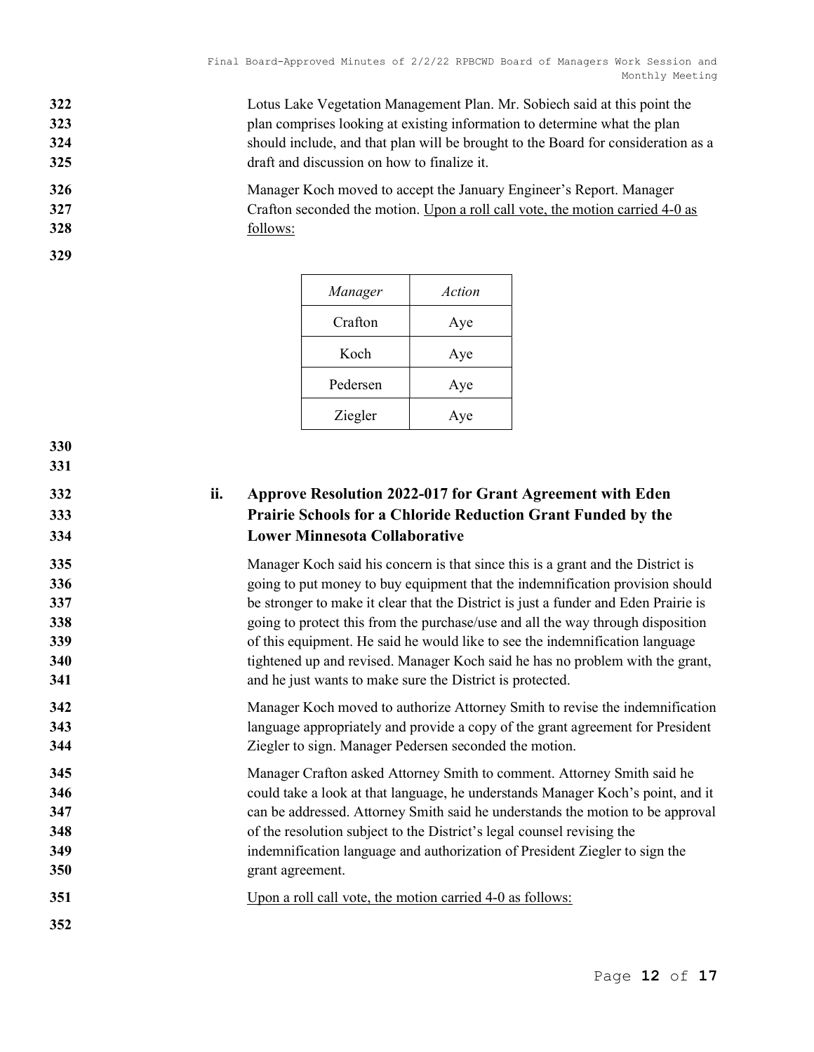Lotus Lake Vegetation Management Plan. Mr. Sobiech said at this point the plan comprises looking at existing information to determine what the plan should include, and that plan will be brought to the Board for consideration as a draft and discussion on how to finalize it.

Manager Koch moved to accept the January Engineer's Report. Manager Crafton seconded the motion. Upon a roll call vote, the motion carried 4-0 as follows:

| *Manager* | *Action* |
|---|---|
| Crafton | Aye |
| Koch | Aye |
| Pedersen | Aye |
| Ziegler | Aye |

### ii. Approve Resolution 2022-017 for Grant Agreement with Eden Prairie Schools for a Chloride Reduction Grant Funded by the Lower Minnesota Collaborative

Manager Koch said his concern is that since this is a grant and the District is going to put money to buy equipment that the indemnification provision should be stronger to make it clear that the District is just a funder and Eden Prairie is going to protect this from the purchase/use and all the way through disposition of this equipment. He said he would like to see the indemnification language tightened up and revised. Manager Koch said he has no problem with the grant, and he just wants to make sure the District is protected.

Manager Koch moved to authorize Attorney Smith to revise the indemnification language appropriately and provide a copy of the grant agreement for President Ziegler to sign. Manager Pedersen seconded the motion.

Manager Crafton asked Attorney Smith to comment. Attorney Smith said he could take a look at that language, he understands Manager Koch's point, and it can be addressed. Attorney Smith said he understands the motion to be approval of the resolution subject to the District's legal counsel revising the indemnification language and authorization of President Ziegler to sign the grant agreement.

Upon a roll call vote, the motion carried 4-0 as follows: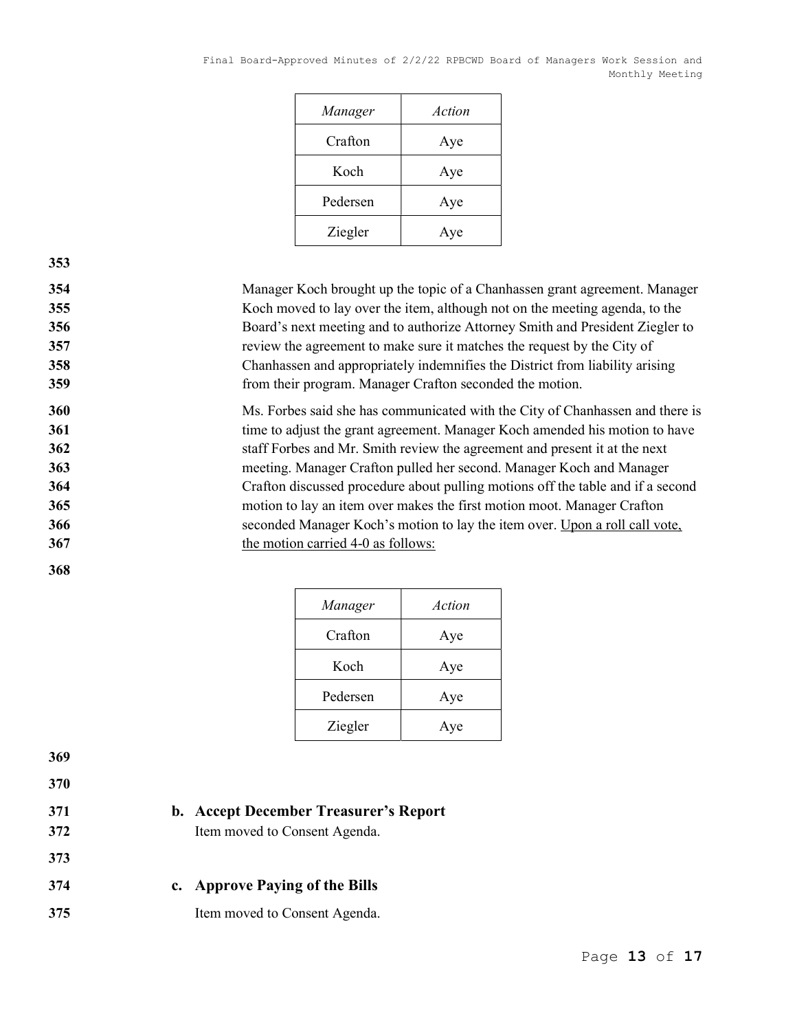| Manager | Action |
| --- | --- |
| Crafton | Aye |
| Koch | Aye |
| Pedersen | Aye |
| Ziegler | Aye |

Manager Koch brought up the topic of a Chanhassen grant agreement. Manager Koch moved to lay over the item, although not on the meeting agenda, to the Board's next meeting and to authorize Attorney Smith and President Ziegler to review the agreement to make sure it matches the request by the City of Chanhassen and appropriately indemnifies the District from liability arising from their program. Manager Crafton seconded the motion.

Ms. Forbes said she has communicated with the City of Chanhassen and there is time to adjust the grant agreement. Manager Koch amended his motion to have staff Forbes and Mr. Smith review the agreement and present it at the next meeting. Manager Crafton pulled her second. Manager Koch and Manager Crafton discussed procedure about pulling motions off the table and if a second motion to lay an item over makes the first motion moot. Manager Crafton seconded Manager Koch's motion to lay the item over. Upon a roll call vote, the motion carried 4-0 as follows:

| Manager | Action |
| --- | --- |
| Crafton | Aye |
| Koch | Aye |
| Pedersen | Aye |
| Ziegler | Aye |

### b. Accept December Treasurer's Report

Item moved to Consent Agenda.

### c. Approve Paying of the Bills

Item moved to Consent Agenda.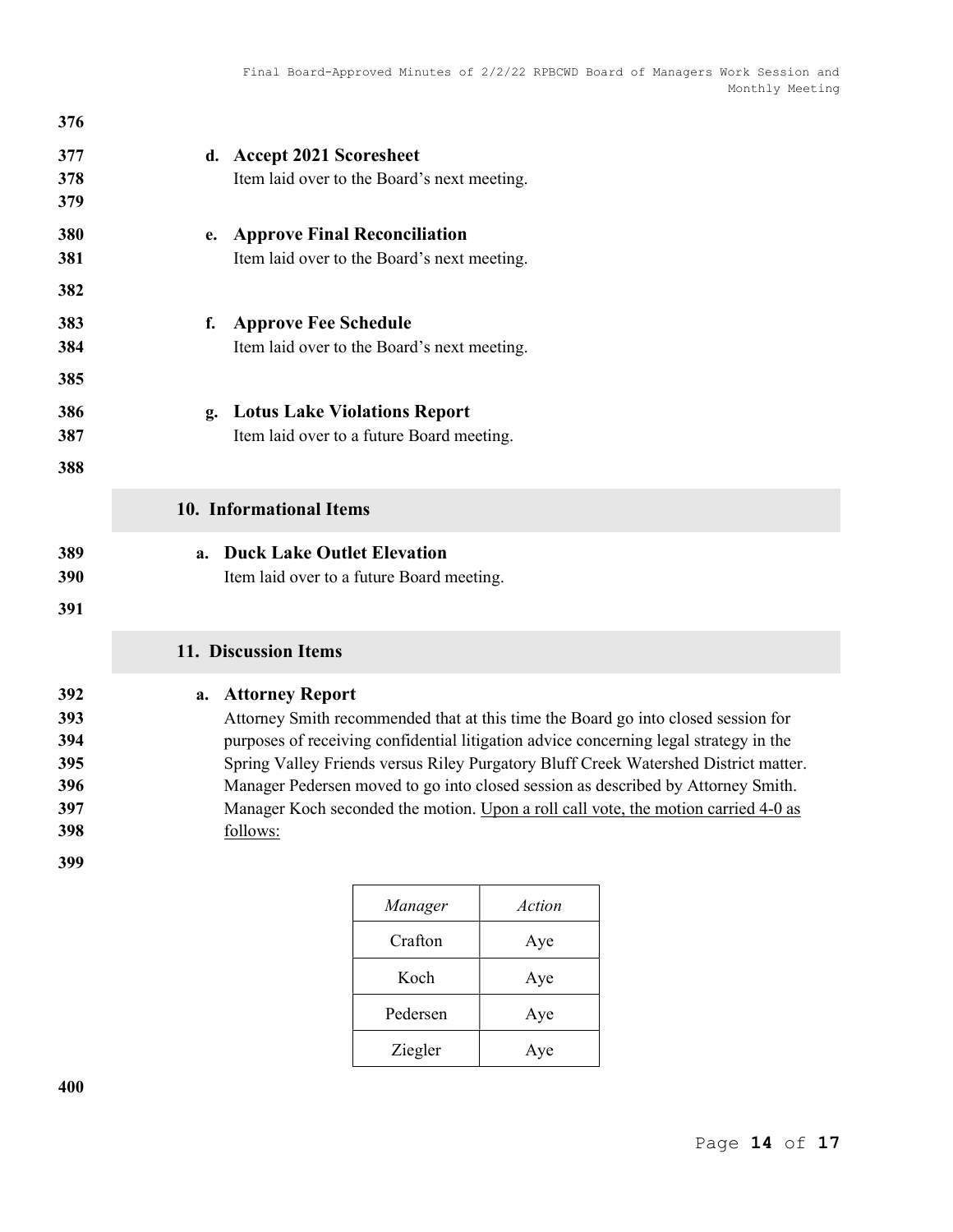**d. Accept 2021 Scoresheet**

Item laid over to the Board's next meeting.

**e. Approve Final Reconciliation**

Item laid over to the Board's next meeting.

**f. Approve Fee Schedule**

Item laid over to the Board's next meeting.

**g. Lotus Lake Violations Report**

Item laid over to a future Board meeting.

## 10. Informational Items

**a. Duck Lake Outlet Elevation**

Item laid over to a future Board meeting.

## 11. Discussion Items

**a. Attorney Report**

Attorney Smith recommended that at this time the Board go into closed session for purposes of receiving confidential litigation advice concerning legal strategy in the Spring Valley Friends versus Riley Purgatory Bluff Creek Watershed District matter. Manager Pedersen moved to go into closed session as described by Attorney Smith. Manager Koch seconded the motion. Upon a roll call vote, the motion carried 4-0 as follows:

| *Manager* | *Action* |
|---|---|
| Crafton | Aye |
| Koch | Aye |
| Pedersen | Aye |
| Ziegler | Aye |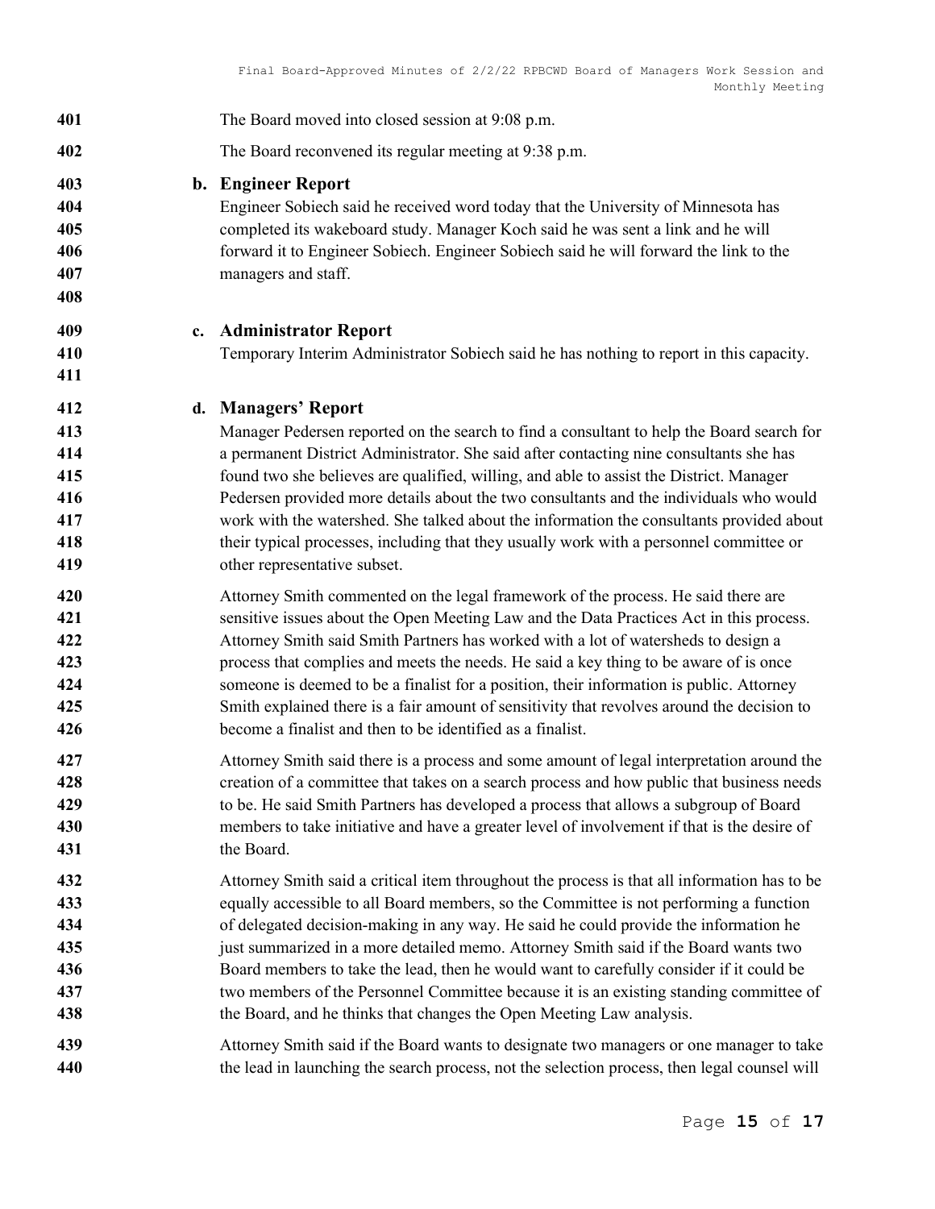The Board moved into closed session at 9:08 p.m.

The Board reconvened its regular meeting at 9:38 p.m.

**b. Engineer Report**

Engineer Sobiech said he received word today that the University of Minnesota has completed its wakeboard study. Manager Koch said he was sent a link and he will forward it to Engineer Sobiech. Engineer Sobiech said he will forward the link to the managers and staff.

**c. Administrator Report**

Temporary Interim Administrator Sobiech said he has nothing to report in this capacity.

**d. Managers' Report**

Manager Pedersen reported on the search to find a consultant to help the Board search for a permanent District Administrator. She said after contacting nine consultants she has found two she believes are qualified, willing, and able to assist the District. Manager Pedersen provided more details about the two consultants and the individuals who would work with the watershed. She talked about the information the consultants provided about their typical processes, including that they usually work with a personnel committee or other representative subset.

Attorney Smith commented on the legal framework of the process. He said there are sensitive issues about the Open Meeting Law and the Data Practices Act in this process. Attorney Smith said Smith Partners has worked with a lot of watersheds to design a process that complies and meets the needs. He said a key thing to be aware of is once someone is deemed to be a finalist for a position, their information is public. Attorney Smith explained there is a fair amount of sensitivity that revolves around the decision to become a finalist and then to be identified as a finalist.

Attorney Smith said there is a process and some amount of legal interpretation around the creation of a committee that takes on a search process and how public that business needs to be. He said Smith Partners has developed a process that allows a subgroup of Board members to take initiative and have a greater level of involvement if that is the desire of the Board.

Attorney Smith said a critical item throughout the process is that all information has to be equally accessible to all Board members, so the Committee is not performing a function of delegated decision-making in any way. He said he could provide the information he just summarized in a more detailed memo. Attorney Smith said if the Board wants two Board members to take the lead, then he would want to carefully consider if it could be two members of the Personnel Committee because it is an existing standing committee of the Board, and he thinks that changes the Open Meeting Law analysis.

Attorney Smith said if the Board wants to designate two managers or one manager to take the lead in launching the search process, not the selection process, then legal counsel will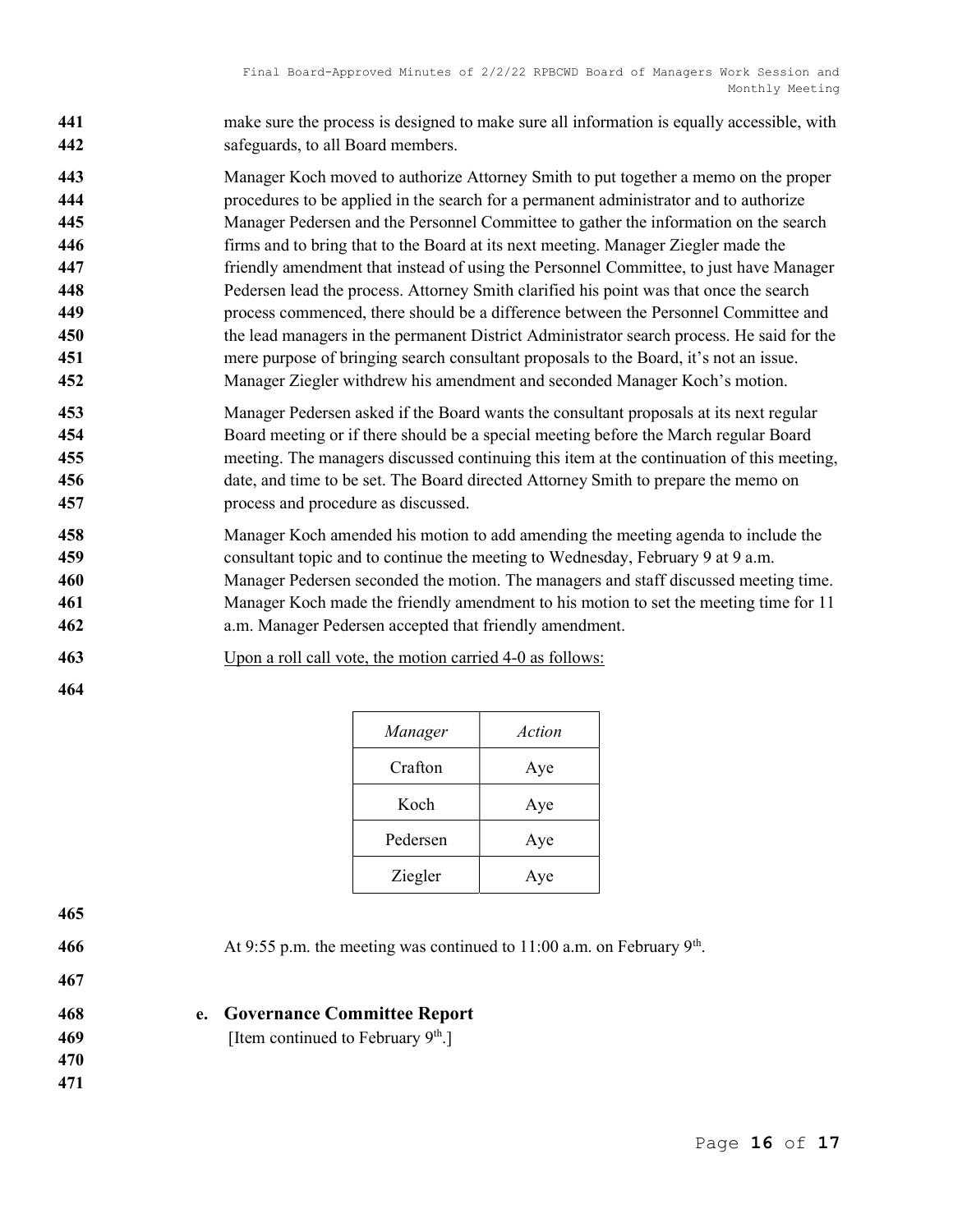make sure the process is designed to make sure all information is equally accessible, with safeguards, to all Board members.

Manager Koch moved to authorize Attorney Smith to put together a memo on the proper procedures to be applied in the search for a permanent administrator and to authorize Manager Pedersen and the Personnel Committee to gather the information on the search firms and to bring that to the Board at its next meeting. Manager Ziegler made the friendly amendment that instead of using the Personnel Committee, to just have Manager Pedersen lead the process. Attorney Smith clarified his point was that once the search process commenced, there should be a difference between the Personnel Committee and the lead managers in the permanent District Administrator search process. He said for the mere purpose of bringing search consultant proposals to the Board, it's not an issue. Manager Ziegler withdrew his amendment and seconded Manager Koch's motion.

Manager Pedersen asked if the Board wants the consultant proposals at its next regular Board meeting or if there should be a special meeting before the March regular Board meeting. The managers discussed continuing this item at the continuation of this meeting, date, and time to be set. The Board directed Attorney Smith to prepare the memo on process and procedure as discussed.

Manager Koch amended his motion to add amending the meeting agenda to include the consultant topic and to continue the meeting to Wednesday, February 9 at 9 a.m. Manager Pedersen seconded the motion. The managers and staff discussed meeting time. Manager Koch made the friendly amendment to his motion to set the meeting time for 11 a.m. Manager Pedersen accepted that friendly amendment.

Upon a roll call vote, the motion carried 4-0 as follows:

| *Manager* | *Action* |
|---|---|
| Crafton | Aye |
| Koch | Aye |
| Pedersen | Aye |
| Ziegler | Aye |

At 9:55 p.m. the meeting was continued to 11:00 a.m. on February 9th.

**e. Governance Committee Report**

[Item continued to February 9th.]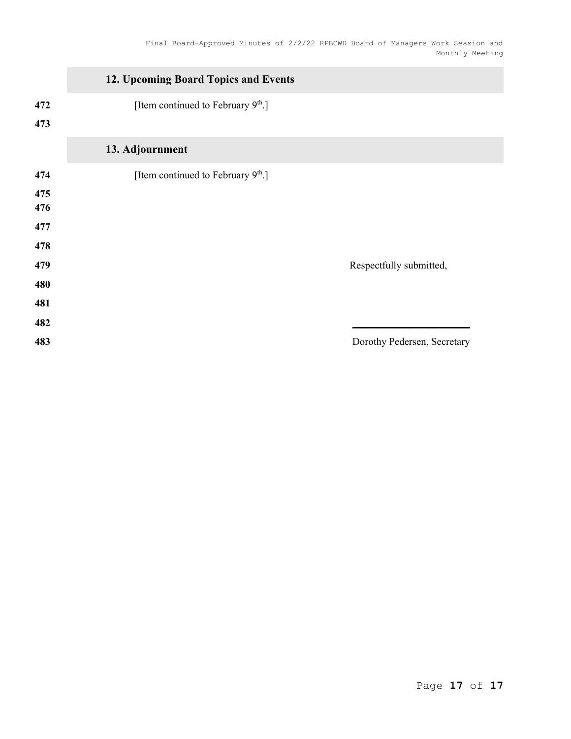## 12. Upcoming Board Topics and Events

[Item continued to February 9th.]

## 13. Adjournment

[Item continued to February 9th.]

Respectfully submitted,

\_\_\_\_\_\_\_\_\_\_\_\_\_\_\_\_\_\_\_\_\_\_\_\_\_

Dorothy Pedersen, Secretary